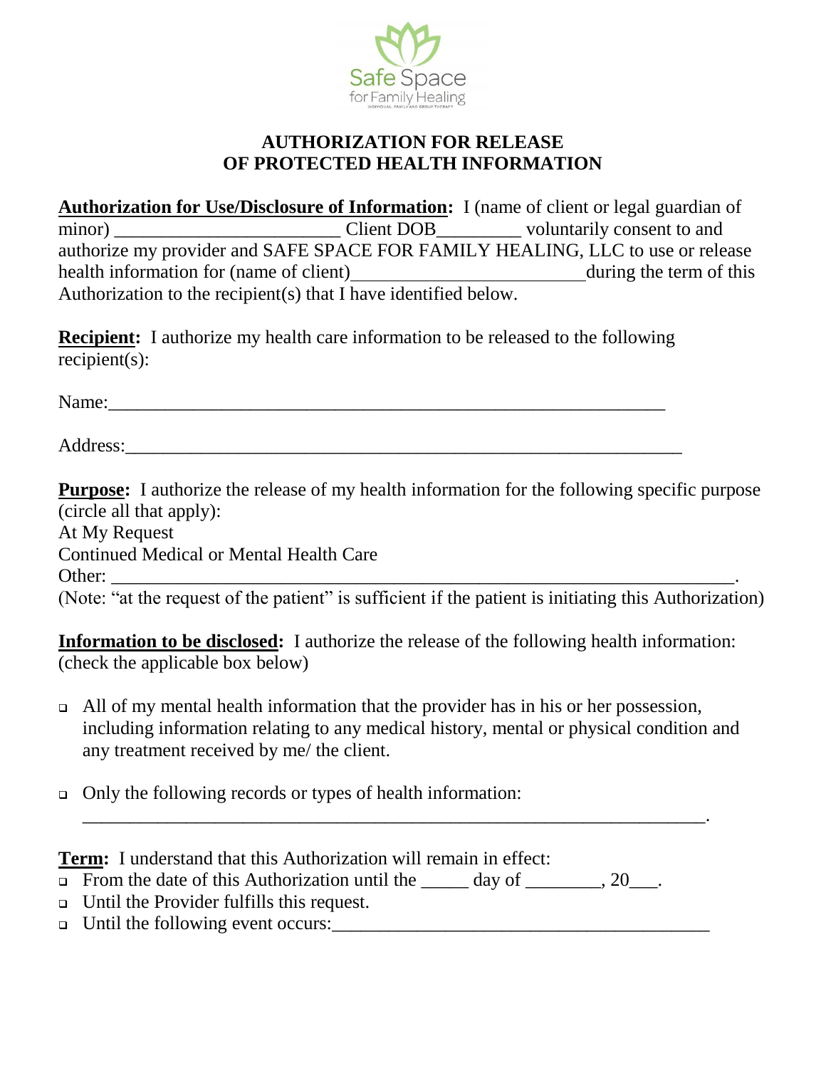Safe Space
for Family Healing

# AUTHORIZATION FOR RELEASE OF PROTECTED HEALTH INFORMATION

**Authorization for Use/Disclosure of Information:** I (name of client or legal guardian of minor) ________________________ Client DOB_________ voluntarily consent to and authorize my provider and SAFE SPACE FOR FAMILY HEALING, LLC to use or release health information for (name of client)________________________during the term of this Authorization to the recipient(s) that I have identified below.

**Recipient:** I authorize my health care information to be released to the following recipient(s):

Name:____________________________________________________________

Address:__________________________________________________________

**Purpose:** I authorize the release of my health information for the following specific purpose (circle all that apply):
At My Request
Continued Medical or Mental Health Care
Other: _____________________________________________________________________.
(Note: "at the request of the patient" is sufficient if the patient is initiating this Authorization)

**Information to be disclosed:** I authorize the release of the following health information: (check the applicable box below)

- ☐ All of my mental health information that the provider has in his or her possession, including information relating to any medical history, mental or physical condition and any treatment received by me/ the client.
- ☐ Only the following records or types of health information: _____________________________________________________________________.

**Term:** I understand that this Authorization will remain in effect:

- ☐ From the date of this Authorization until the _____ day of ________, 20___.
- ☐ Until the Provider fulfills this request.
- ☐ Until the following event occurs:________________________________________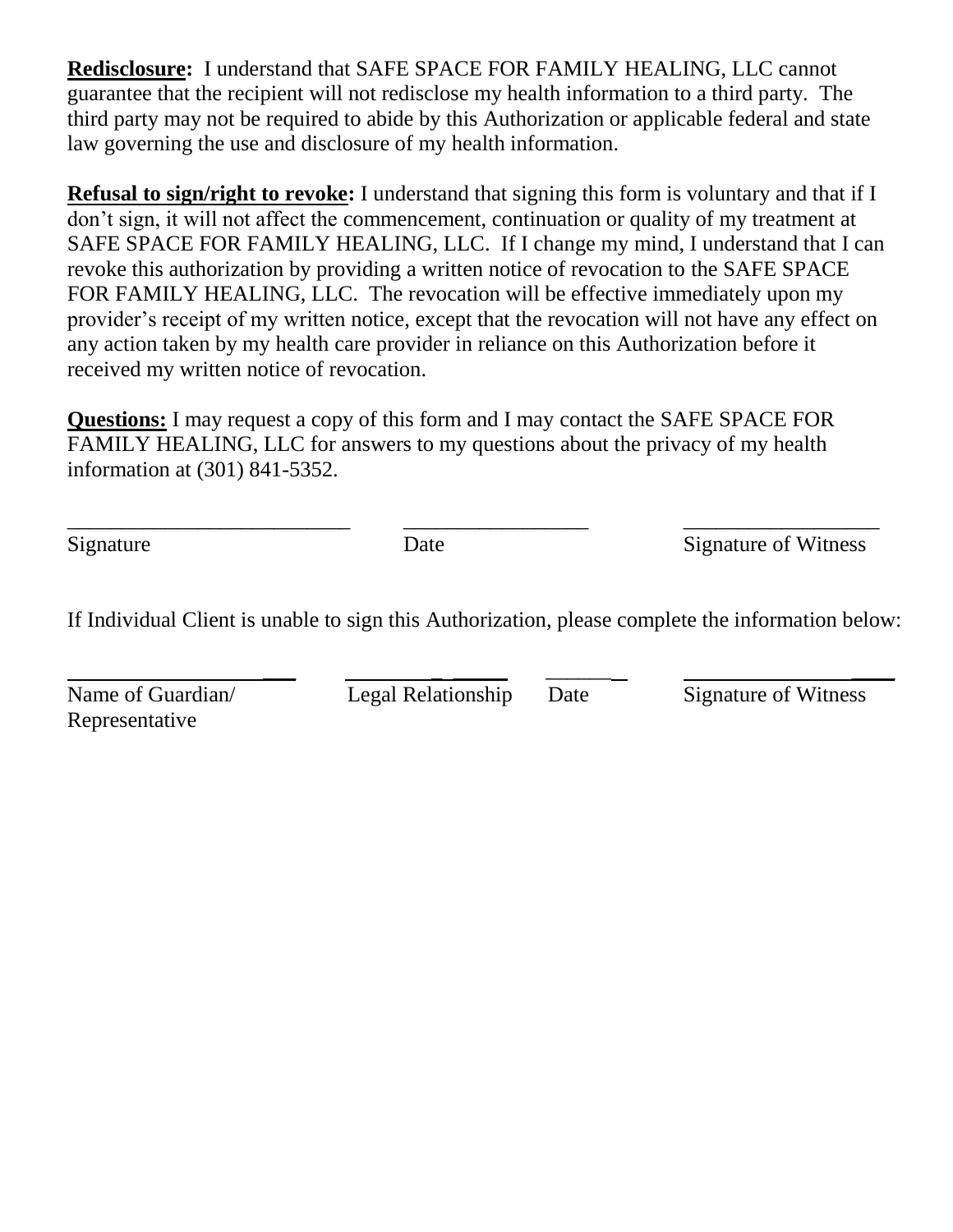**Redisclosure:** I understand that SAFE SPACE FOR FAMILY HEALING, LLC cannot guarantee that the recipient will not redisclose my health information to a third party. The third party may not be required to abide by this Authorization or applicable federal and state law governing the use and disclosure of my health information.

**Refusal to sign/right to revoke:** I understand that signing this form is voluntary and that if I don't sign, it will not affect the commencement, continuation or quality of my treatment at SAFE SPACE FOR FAMILY HEALING, LLC. If I change my mind, I understand that I can revoke this authorization by providing a written notice of revocation to the SAFE SPACE FOR FAMILY HEALING, LLC. The revocation will be effective immediately upon my provider's receipt of my written notice, except that the revocation will not have any effect on any action taken by my health care provider in reliance on this Authorization before it received my written notice of revocation.

**Questions:** I may request a copy of this form and I may contact the SAFE SPACE FOR FAMILY HEALING, LLC for answers to my questions about the privacy of my health information at (301) 841-5352.

| | | |
|---|---|---|
| ___________________________ | _________________ | __________________ |
| Signature | Date | Signature of Witness |

If Individual Client is unable to sign this Authorization, please complete the information below:

| | | | |
|---|---|---|---|
| ____________________ | _______________ | ________ | ____________________ |
| Name of Guardian/ Representative | Legal Relationship | Date | Signature of Witness |